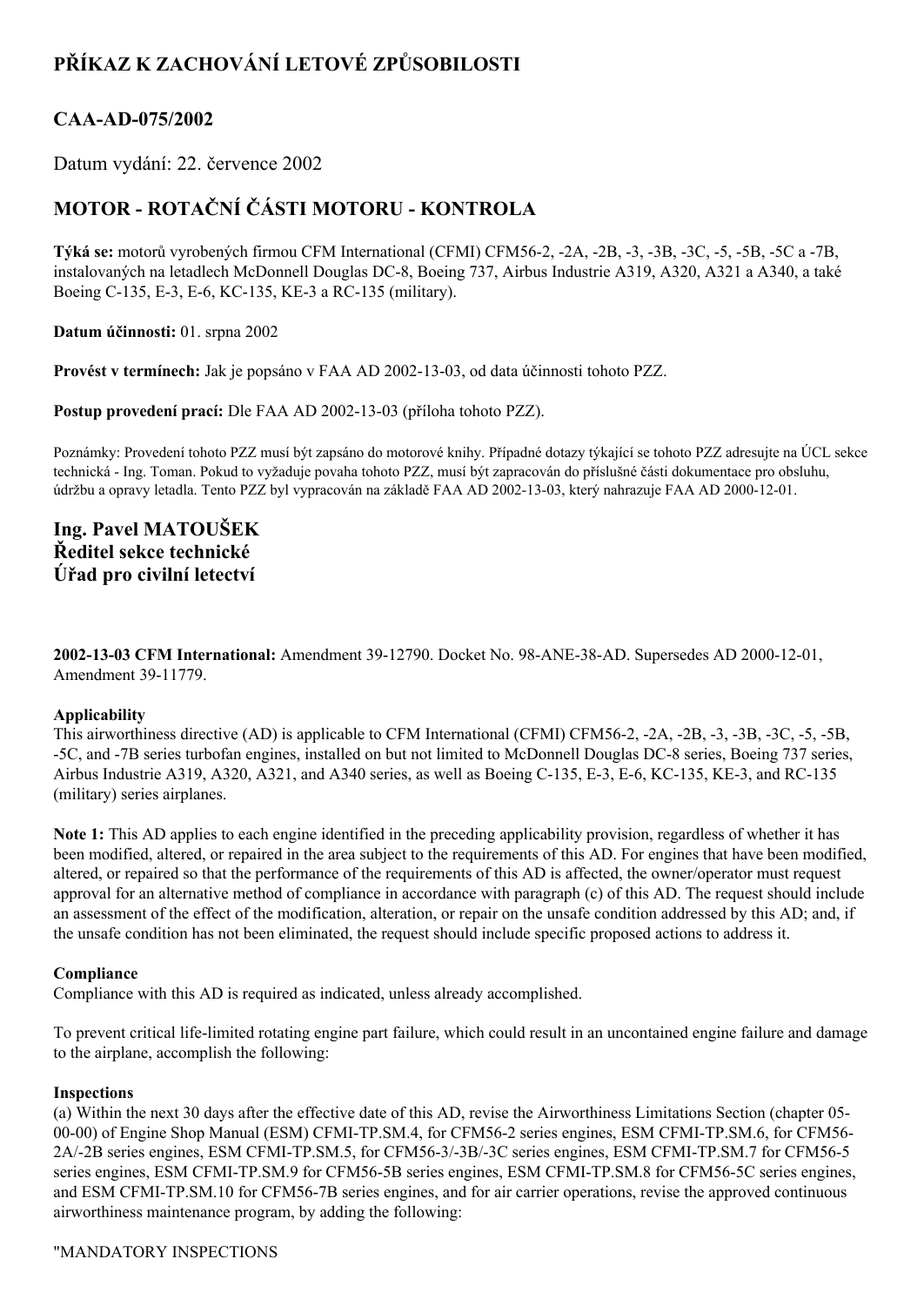# PŘÍKAZ K ZACHOVÁNÍ LETOVÉ ZPŮSOBILOSTI

## CAA-AD-075/2002

Datum vydání: 22. července 2002

## MOTOR - ROTAČNÍ ČÁSTI MOTORU - KONTROLA

**Týká se:** motorů vyrobených firmou CFM International (CFMI) CFM56-2, -2A, -2B, -3, -3B, -3C, -5, -5B, -5C a -7B, instalovaných na letadlech McDonnell Douglas DC-8, Boeing 737, Airbus Industrie A319, A320, A321 a A340, a také Boeing C-135, E-3, E-6, KC-135, KE-3 a RC-135 (military).

**Datum účinnosti:** 01. srpna 2002

**Provést v termínech:** Jak je popsáno v FAA AD 2002-13-03, od data účinnosti tohoto PZZ.

**Postup provedení prací:** Dle FAA AD 2002-13-03 (příloha tohoto PZZ).

Poznámky: Provedení tohoto PZZ musí být zapsáno do motorové knihy. Případné dotazy týkající se tohoto PZZ adresujte na ÚCL sekce technická - Ing. Toman. Pokud to vyžaduje povaha tohoto PZZ, musí být zapracován do příslušné části dokumentace pro obsluhu, údržbu a opravy letadla. Tento PZZ byl vypracován na základě FAA AD 2002-13-03, který nahrazuje FAA AD 2000-12-01.

**Ing. Pavel MATOUŠEK**
**Ředitel sekce technické**
**Úřad pro civilní letectví**

**2002-13-03 CFM International:** Amendment 39-12790. Docket No. 98-ANE-38-AD. Supersedes AD 2000-12-01, Amendment 39-11779.

**Applicability**
This airworthiness directive (AD) is applicable to CFM International (CFMI) CFM56-2, -2A, -2B, -3, -3B, -3C, -5, -5B, -5C, and -7B series turbofan engines, installed on but not limited to McDonnell Douglas DC-8 series, Boeing 737 series, Airbus Industrie A319, A320, A321, and A340 series, as well as Boeing C-135, E-3, E-6, KC-135, KE-3, and RC-135 (military) series airplanes.

**Note 1:** This AD applies to each engine identified in the preceding applicability provision, regardless of whether it has been modified, altered, or repaired in the area subject to the requirements of this AD. For engines that have been modified, altered, or repaired so that the performance of the requirements of this AD is affected, the owner/operator must request approval for an alternative method of compliance in accordance with paragraph (c) of this AD. The request should include an assessment of the effect of the modification, alteration, or repair on the unsafe condition addressed by this AD; and, if the unsafe condition has not been eliminated, the request should include specific proposed actions to address it.

**Compliance**
Compliance with this AD is required as indicated, unless already accomplished.

To prevent critical life-limited rotating engine part failure, which could result in an uncontained engine failure and damage to the airplane, accomplish the following:

**Inspections**
(a) Within the next 30 days after the effective date of this AD, revise the Airworthiness Limitations Section (chapter 05-00-00) of Engine Shop Manual (ESM) CFMI-TP.SM.4, for CFM56-2 series engines, ESM CFMI-TP.SM.6, for CFM56-2A/-2B series engines, ESM CFMI-TP.SM.5, for CFM56-3/-3B/-3C series engines, ESM CFMI-TP.SM.7 for CFM56-5 series engines, ESM CFMI-TP.SM.9 for CFM56-5B series engines, ESM CFMI-TP.SM.8 for CFM56-5C series engines, and ESM CFMI-TP.SM.10 for CFM56-7B series engines, and for air carrier operations, revise the approved continuous airworthiness maintenance program, by adding the following:

"MANDATORY INSPECTIONS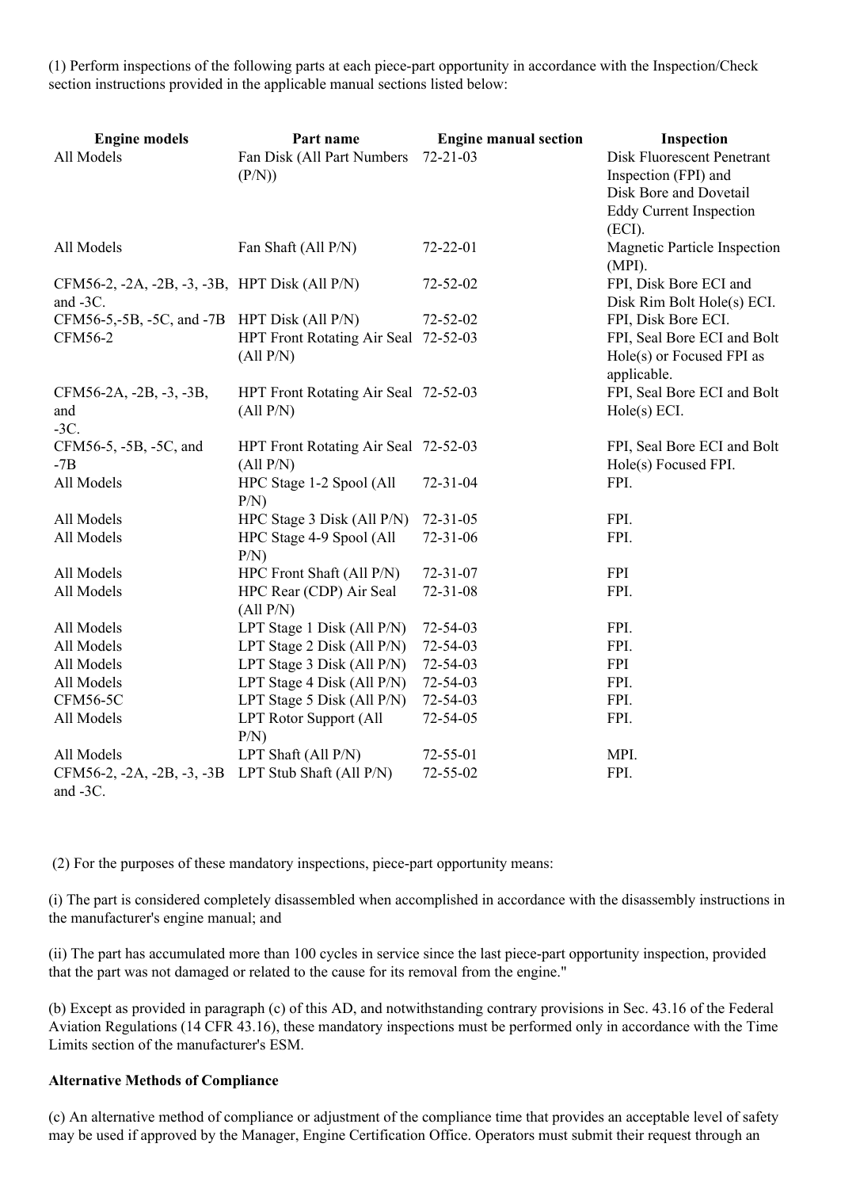(1) Perform inspections of the following parts at each piece-part opportunity in accordance with the Inspection/Check section instructions provided in the applicable manual sections listed below:

| Engine models | Part name | Engine manual section | Inspection |
|---|---|---|---|
| All Models | Fan Disk (All Part Numbers (P/N)) | 72-21-03 | Disk Fluorescent Penetrant Inspection (FPI) and Disk Bore and Dovetail Eddy Current Inspection (ECI). |
| All Models | Fan Shaft (All P/N) | 72-22-01 | Magnetic Particle Inspection (MPI). |
| CFM56-2, -2A, -2B, -3, -3B, and -3C. | HPT Disk (All P/N) | 72-52-02 | FPI, Disk Bore ECI and Disk Rim Bolt Hole(s) ECI. |
| CFM56-5,-5B, -5C, and -7B | HPT Disk (All P/N) | 72-52-02 | FPI, Disk Bore ECI. |
| CFM56-2 | HPT Front Rotating Air Seal (All P/N) | 72-52-03 | FPI, Seal Bore ECI and Bolt Hole(s) or Focused FPI as applicable. |
| CFM56-2A, -2B, -3, -3B, and -3C. | HPT Front Rotating Air Seal (All P/N) | 72-52-03 | FPI, Seal Bore ECI and Bolt Hole(s) ECI. |
| CFM56-5, -5B, -5C, and -7B | HPT Front Rotating Air Seal (All P/N) | 72-52-03 | FPI, Seal Bore ECI and Bolt Hole(s) Focused FPI. |
| All Models | HPC Stage 1-2 Spool (All P/N) | 72-31-04 | FPI. |
| All Models | HPC Stage 3 Disk (All P/N) | 72-31-05 | FPI. |
| All Models | HPC Stage 4-9 Spool (All P/N) | 72-31-06 | FPI. |
| All Models | HPC Front Shaft (All P/N) | 72-31-07 | FPI |
| All Models | HPC Rear (CDP) Air Seal (All P/N) | 72-31-08 | FPI. |
| All Models | LPT Stage 1 Disk (All P/N) | 72-54-03 | FPI. |
| All Models | LPT Stage 2 Disk (All P/N) | 72-54-03 | FPI. |
| All Models | LPT Stage 3 Disk (All P/N) | 72-54-03 | FPI |
| All Models | LPT Stage 4 Disk (All P/N) | 72-54-03 | FPI. |
| CFM56-5C | LPT Stage 5 Disk (All P/N) | 72-54-03 | FPI. |
| All Models | LPT Rotor Support (All P/N) | 72-54-05 | FPI. |
| All Models | LPT Shaft (All P/N) | 72-55-01 | MPI. |
| CFM56-2, -2A, -2B, -3, -3B and -3C. | LPT Stub Shaft (All P/N) | 72-55-02 | FPI. |

(2) For the purposes of these mandatory inspections, piece-part opportunity means:

(i) The part is considered completely disassembled when accomplished in accordance with the disassembly instructions in the manufacturer's engine manual; and

(ii) The part has accumulated more than 100 cycles in service since the last piece-part opportunity inspection, provided that the part was not damaged or related to the cause for its removal from the engine."

(b) Except as provided in paragraph (c) of this AD, and notwithstanding contrary provisions in Sec. 43.16 of the Federal Aviation Regulations (14 CFR 43.16), these mandatory inspections must be performed only in accordance with the Time Limits section of the manufacturer's ESM.

**Alternative Methods of Compliance**

(c) An alternative method of compliance or adjustment of the compliance time that provides an acceptable level of safety may be used if approved by the Manager, Engine Certification Office. Operators must submit their request through an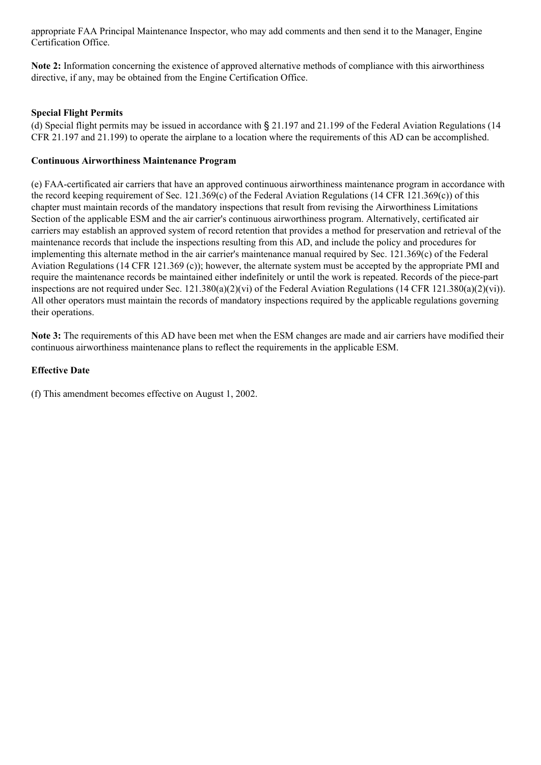appropriate FAA Principal Maintenance Inspector, who may add comments and then send it to the Manager, Engine Certification Office.

**Note 2:** Information concerning the existence of approved alternative methods of compliance with this airworthiness directive, if any, may be obtained from the Engine Certification Office.

**Special Flight Permits**

(d) Special flight permits may be issued in accordance with § 21.197 and 21.199 of the Federal Aviation Regulations (14 CFR 21.197 and 21.199) to operate the airplane to a location where the requirements of this AD can be accomplished.

**Continuous Airworthiness Maintenance Program**

(e) FAA-certificated air carriers that have an approved continuous airworthiness maintenance program in accordance with the record keeping requirement of Sec. 121.369(c) of the Federal Aviation Regulations (14 CFR 121.369(c)) of this chapter must maintain records of the mandatory inspections that result from revising the Airworthiness Limitations Section of the applicable ESM and the air carrier's continuous airworthiness program. Alternatively, certificated air carriers may establish an approved system of record retention that provides a method for preservation and retrieval of the maintenance records that include the inspections resulting from this AD, and include the policy and procedures for implementing this alternate method in the air carrier's maintenance manual required by Sec. 121.369(c) of the Federal Aviation Regulations (14 CFR 121.369 (c)); however, the alternate system must be accepted by the appropriate PMI and require the maintenance records be maintained either indefinitely or until the work is repeated. Records of the piece-part inspections are not required under Sec. 121.380(a)(2)(vi) of the Federal Aviation Regulations (14 CFR 121.380(a)(2)(vi)). All other operators must maintain the records of mandatory inspections required by the applicable regulations governing their operations.

**Note 3:** The requirements of this AD have been met when the ESM changes are made and air carriers have modified their continuous airworthiness maintenance plans to reflect the requirements in the applicable ESM.

**Effective Date**

(f) This amendment becomes effective on August 1, 2002.